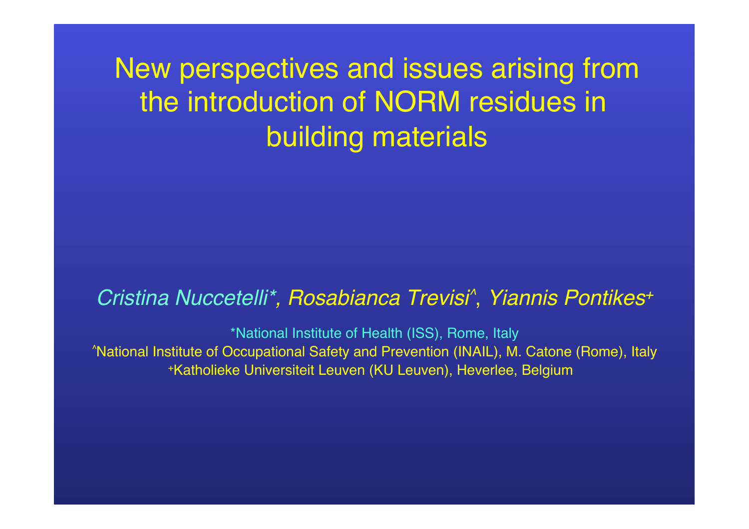# New perspectives and issues arising from the introduction of NORM residues in building materials

*Cristina Nuccetelli\*, Rosabianca Trevisi^, Yiannis Pontikes+*

\*National Institute of Health (ISS), Rome, Italy

^National Institute of Occupational Safety and Prevention (INAIL), M. Catone (Rome), Italy

+Katholieke Universiteit Leuven (KU Leuven), Heverlee, Belgium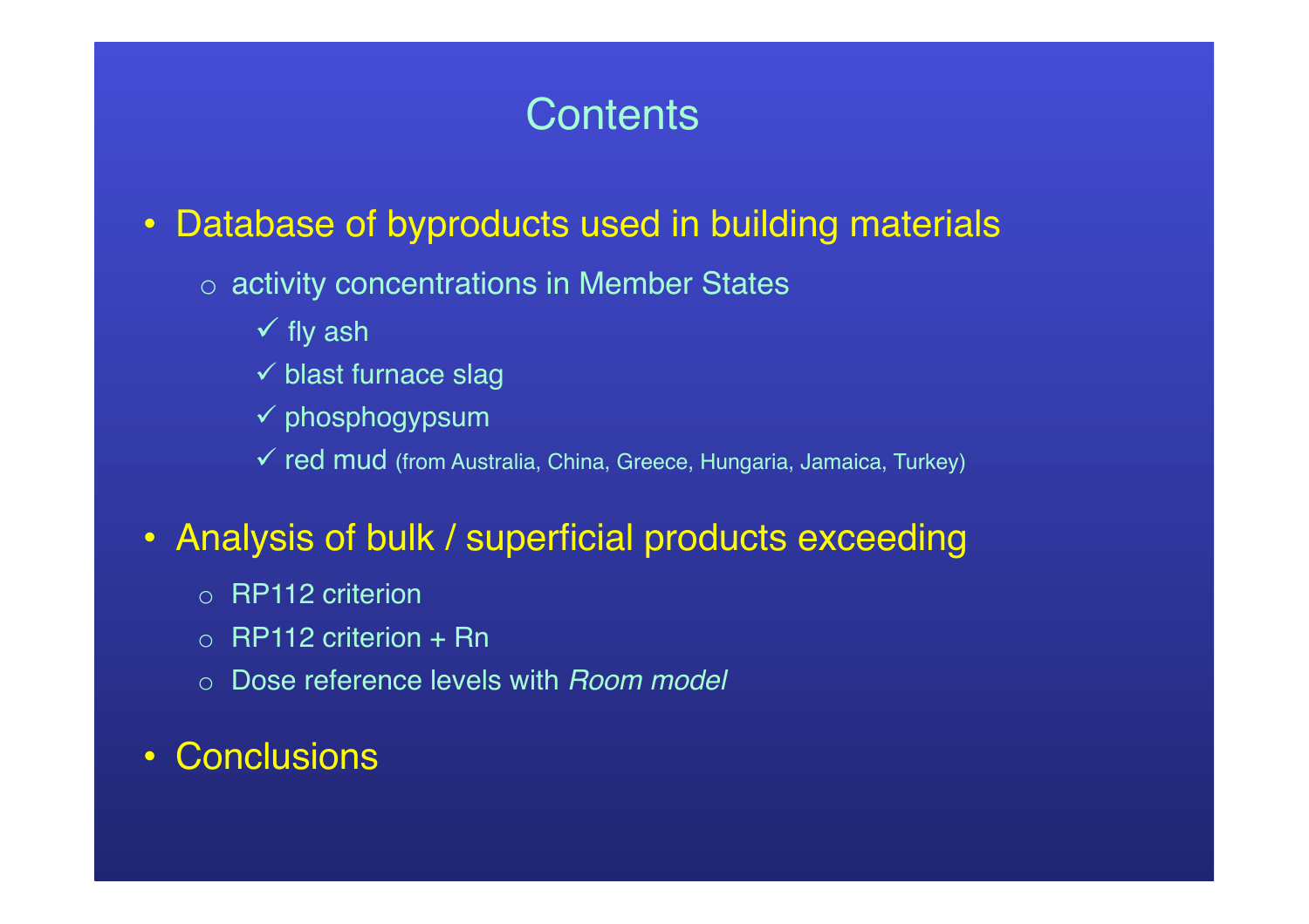# Contents

- Database of byproducts used in building materials
  - activity concentrations in Member States
    - ✓ fly ash
    - ✓ blast furnace slag
    - ✓ phosphogypsum
    - ✓ red mud (from Australia, China, Greece, Hungaria, Jamaica, Turkey)
- Analysis of bulk / superficial products exceeding
  - RP112 criterion
  - RP112 criterion + Rn
  - Dose reference levels with *Room model*
- Conclusions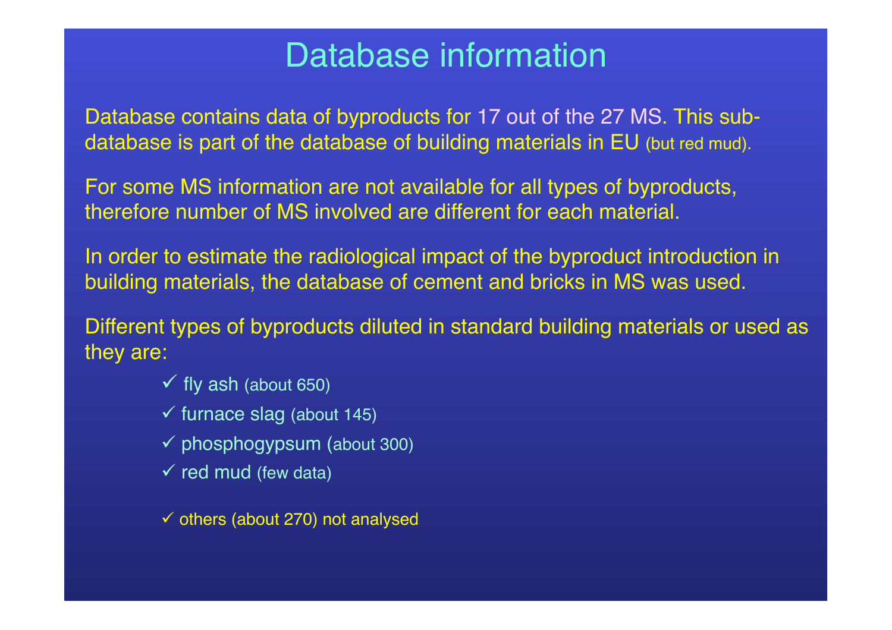# Database information

Database contains data of byproducts for 17 out of the 27 MS. This sub-database is part of the database of building materials in EU (but red mud).

For some MS information are not available for all types of byproducts, therefore number of MS involved are different for each material.

In order to estimate the radiological impact of the byproduct introduction in building materials, the database of cement and bricks in MS was used.

Different types of byproducts diluted in standard building materials or used as they are:

- ✓ fly ash (about 650)
- ✓ furnace slag (about 145)
- ✓ phosphogypsum (about 300)
- ✓ red mud (few data)

- ✓ others (about 270) not analysed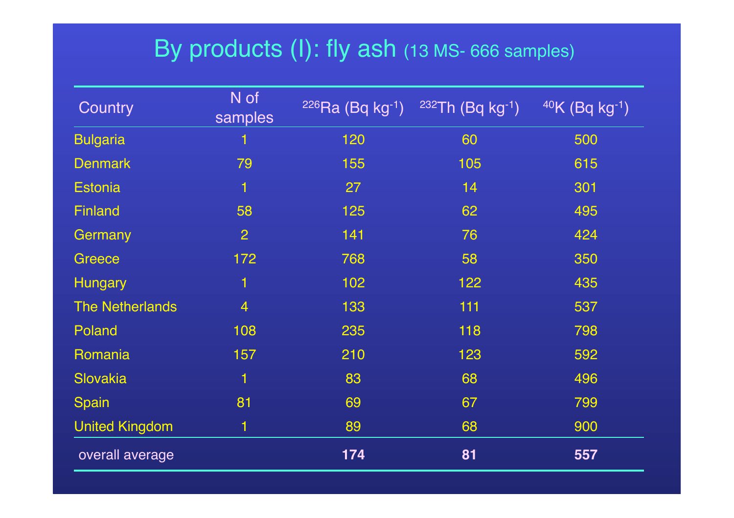# By products (I): fly ash (13 MS- 666 samples)

| Country | N of samples | $^{226}$Ra (Bq kg$^{-1}$) | $^{232}$Th (Bq kg$^{-1}$) | $^{40}$K (Bq kg$^{-1}$) |
|---|---|---|---|---|
| Bulgaria | 1 | 120 | 60 | 500 |
| Denmark | 79 | 155 | 105 | 615 |
| Estonia | 1 | 27 | 14 | 301 |
| Finland | 58 | 125 | 62 | 495 |
| Germany | 2 | 141 | 76 | 424 |
| Greece | 172 | 768 | 58 | 350 |
| Hungary | 1 | 102 | 122 | 435 |
| The Netherlands | 4 | 133 | 111 | 537 |
| Poland | 108 | 235 | 118 | 798 |
| Romania | 157 | 210 | 123 | 592 |
| Slovakia | 1 | 83 | 68 | 496 |
| Spain | 81 | 69 | 67 | 799 |
| United Kingdom | 1 | 89 | 68 | 900 |
| overall average | | **174** | **81** | **557** |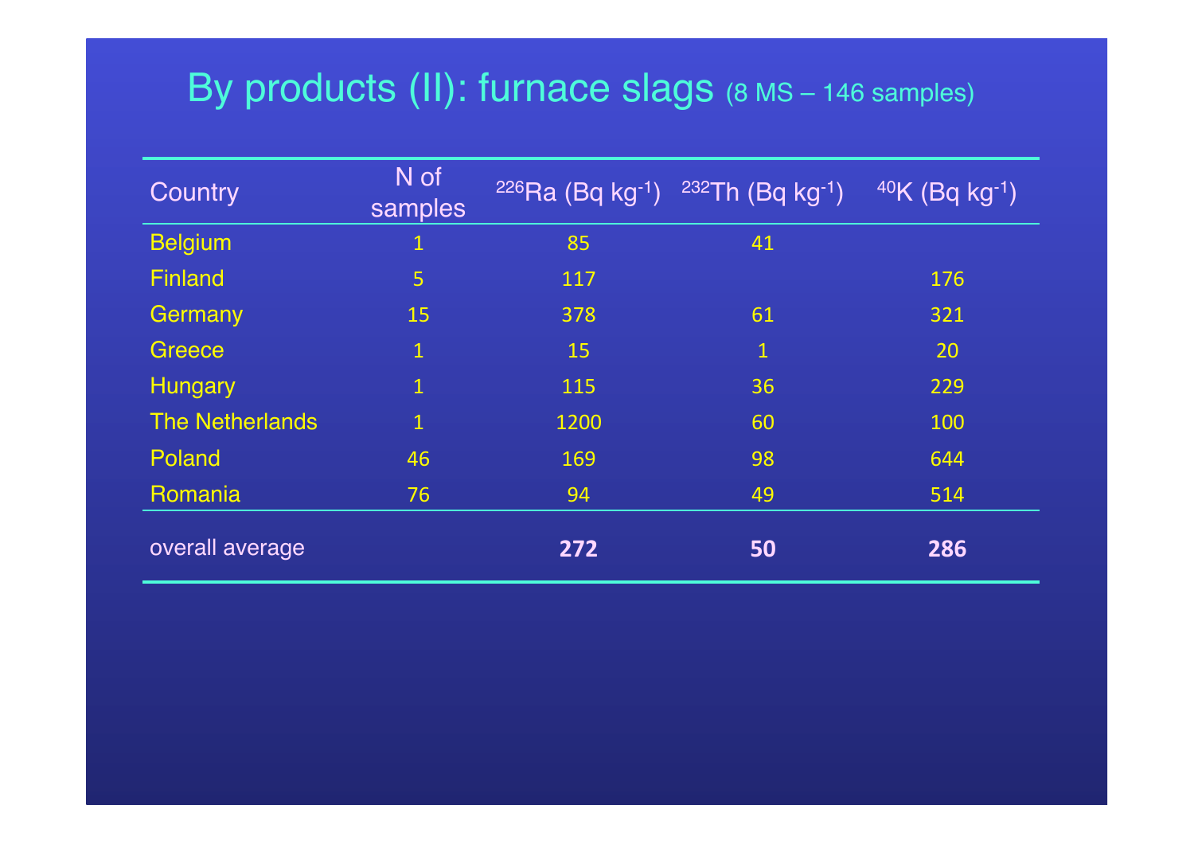# By products (II): furnace slags (8 MS – 146 samples)

| Country | N of samples | $^{226}Ra$ (Bq kg$^{-1}$) | $^{232}Th$ (Bq kg$^{-1}$) | $^{40}K$ (Bq kg$^{-1}$) |
|---|---|---|---|---|
| Belgium | 1 | 85 | 41 | |
| Finland | 5 | 117 | | 176 |
| Germany | 15 | 378 | 61 | 321 |
| Greece | 1 | 15 | 1 | 20 |
| Hungary | 1 | 115 | 36 | 229 |
| The Netherlands | 1 | 1200 | 60 | 100 |
| Poland | 46 | 169 | 98 | 644 |
| Romania | 76 | 94 | 49 | 514 |
| overall average | | **272** | **50** | **286** |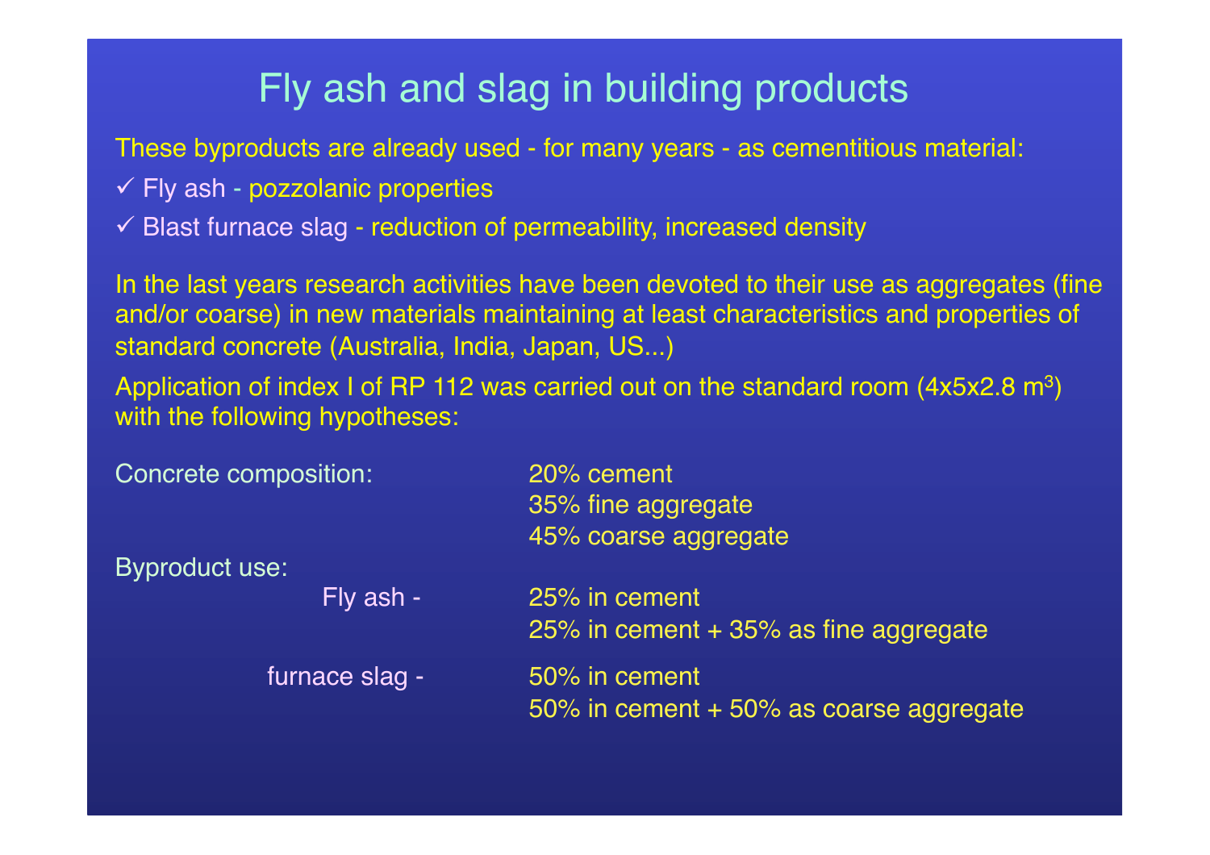# Fly ash and slag in building products

These byproducts are already used - for many years - as cementitious material:

- ✓ Fly ash - pozzolanic properties
- ✓ Blast furnace slag - reduction of permeability, increased density

In the last years research activities have been devoted to their use as aggregates (fine and/or coarse) in new materials maintaining at least characteristics and properties of standard concrete (Australia, India, Japan, US...)

Application of index I of RP 112 was carried out on the standard room (4x5x2.8 $m^3$) with the following hypotheses:

| | | |
|---|---|---|
| Concrete composition: | | 20% cement |
| | | 35% fine aggregate |
| | | 45% coarse aggregate |
| Byproduct use: | | |
| | Fly ash - | 25% in cement |
| | | 25% in cement + 35% as fine aggregate |
| | furnace slag - | 50% in cement |
| | | 50% in cement + 50% as coarse aggregate |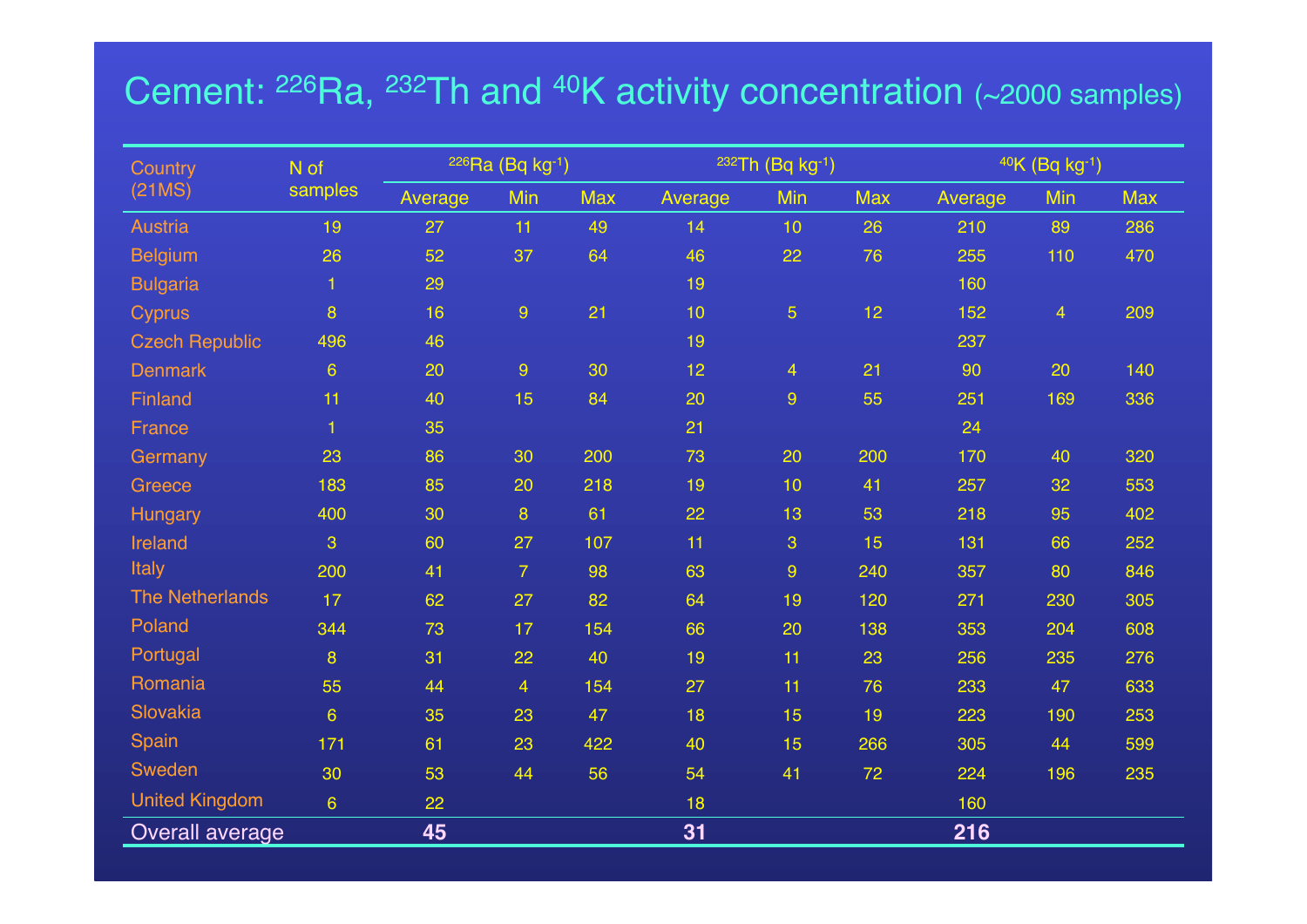# Cement: $^{226}Ra$, $^{232}Th$ and $^{40}K$ activity concentration (~2000 samples)

| Country (21MS) | N of samples | $^{226}Ra$ (Bq kg$^{-1}$) | | | $^{232}Th$ (Bq kg$^{-1}$) | | | $^{40}K$ (Bq kg$^{-1}$) | | |
|---|---|---|---|---|---|---|---|---|---|---|
| | | Average | Min | Max | Average | Min | Max | Average | Min | Max |
| Austria | 19 | 27 | 11 | 49 | 14 | 10 | 26 | 210 | 89 | 286 |
| Belgium | 26 | 52 | 37 | 64 | 46 | 22 | 76 | 255 | 110 | 470 |
| Bulgaria | 1 | 29 | | | 19 | | | 160 | | |
| Cyprus | 8 | 16 | 9 | 21 | 10 | 5 | 12 | 152 | 4 | 209 |
| Czech Republic | 496 | 46 | | | 19 | | | 237 | | |
| Denmark | 6 | 20 | 9 | 30 | 12 | 4 | 21 | 90 | 20 | 140 |
| Finland | 11 | 40 | 15 | 84 | 20 | 9 | 55 | 251 | 169 | 336 |
| France | 1 | 35 | | | 21 | | | 24 | | |
| Germany | 23 | 86 | 30 | 200 | 73 | 20 | 200 | 170 | 40 | 320 |
| Greece | 183 | 85 | 20 | 218 | 19 | 10 | 41 | 257 | 32 | 553 |
| Hungary | 400 | 30 | 8 | 61 | 22 | 13 | 53 | 218 | 95 | 402 |
| Ireland | 3 | 60 | 27 | 107 | 11 | 3 | 15 | 131 | 66 | 252 |
| Italy | 200 | 41 | 7 | 98 | 63 | 9 | 240 | 357 | 80 | 846 |
| The Netherlands | 17 | 62 | 27 | 82 | 64 | 19 | 120 | 271 | 230 | 305 |
| Poland | 344 | 73 | 17 | 154 | 66 | 20 | 138 | 353 | 204 | 608 |
| Portugal | 8 | 31 | 22 | 40 | 19 | 11 | 23 | 256 | 235 | 276 |
| Romania | 55 | 44 | 4 | 154 | 27 | 11 | 76 | 233 | 47 | 633 |
| Slovakia | 6 | 35 | 23 | 47 | 18 | 15 | 19 | 223 | 190 | 253 |
| Spain | 171 | 61 | 23 | 422 | 40 | 15 | 266 | 305 | 44 | 599 |
| Sweden | 30 | 53 | 44 | 56 | 54 | 41 | 72 | 224 | 196 | 235 |
| United Kingdom | 6 | 22 | | | 18 | | | 160 | | |
| Overall average | | **45** | | | **31** | | | **216** | | |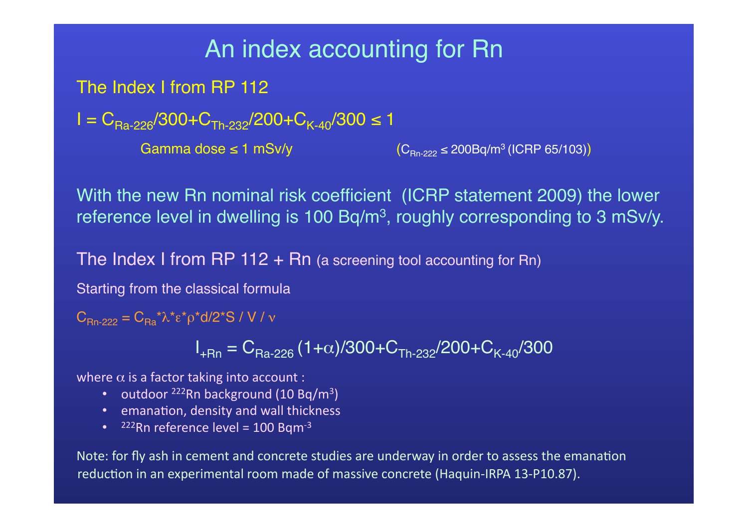# An index accounting for Rn

The Index I from RP 112

$I = C_{Ra\text{-}226}/300 + C_{Th\text{-}232}/200 + C_{K\text{-}40}/300 \leq 1$

Gamma dose ≤ 1 mSv/y ($C_{Rn\text{-}222} \leq 200 Bq/m^3$ (ICRP 65/103))

With the new Rn nominal risk coefficient (ICRP statement 2009) the lower reference level in dwelling is 100 $Bq/m^3$, roughly corresponding to 3 mSv/y.

The Index I from RP 112 + Rn (a screening tool accounting for Rn)

Starting from the classical formula

$C_{Rn\text{-}222} = C_{Ra} * \lambda * \varepsilon * \rho * d/2 * S / V / \nu$

$$I_{+Rn} = C_{Ra\text{-}226}(1+\alpha)/300 + C_{Th\text{-}232}/200 + C_{K\text{-}40}/300$$

where $\alpha$ is a factor taking into account :

- outdoor $^{222}Rn$ background (10 $Bq/m^3$)
- emanation, density and wall thickness
- $^{222}Rn$ reference level = 100 $Bqm^{-3}$

Note: for fly ash in cement and concrete studies are underway in order to assess the emanation reduction in an experimental room made of massive concrete (Haquin-IRPA 13-P10.87).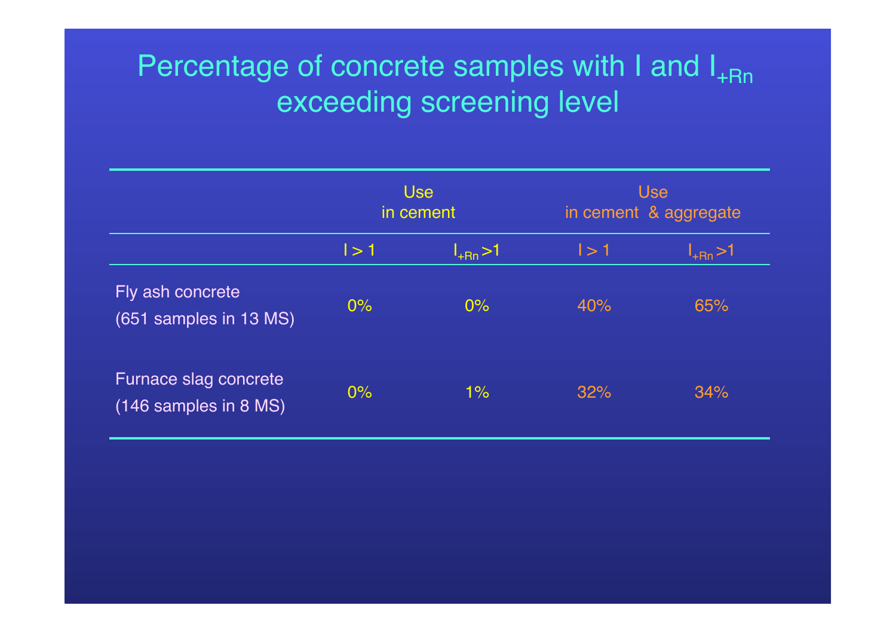# Percentage of concrete samples with I and $I_{+Rn}$ exceeding screening level

| | Use in cement | | Use in cement & aggregate | |
|---|---|---|---|---|
| | I > 1 | $I_{+Rn}$ >1 | I > 1 | $I_{+Rn}$ >1 |
| Fly ash concrete (651 samples in 13 MS) | 0% | 0% | 40% | 65% |
| Furnace slag concrete (146 samples in 8 MS) | 0% | 1% | 32% | 34% |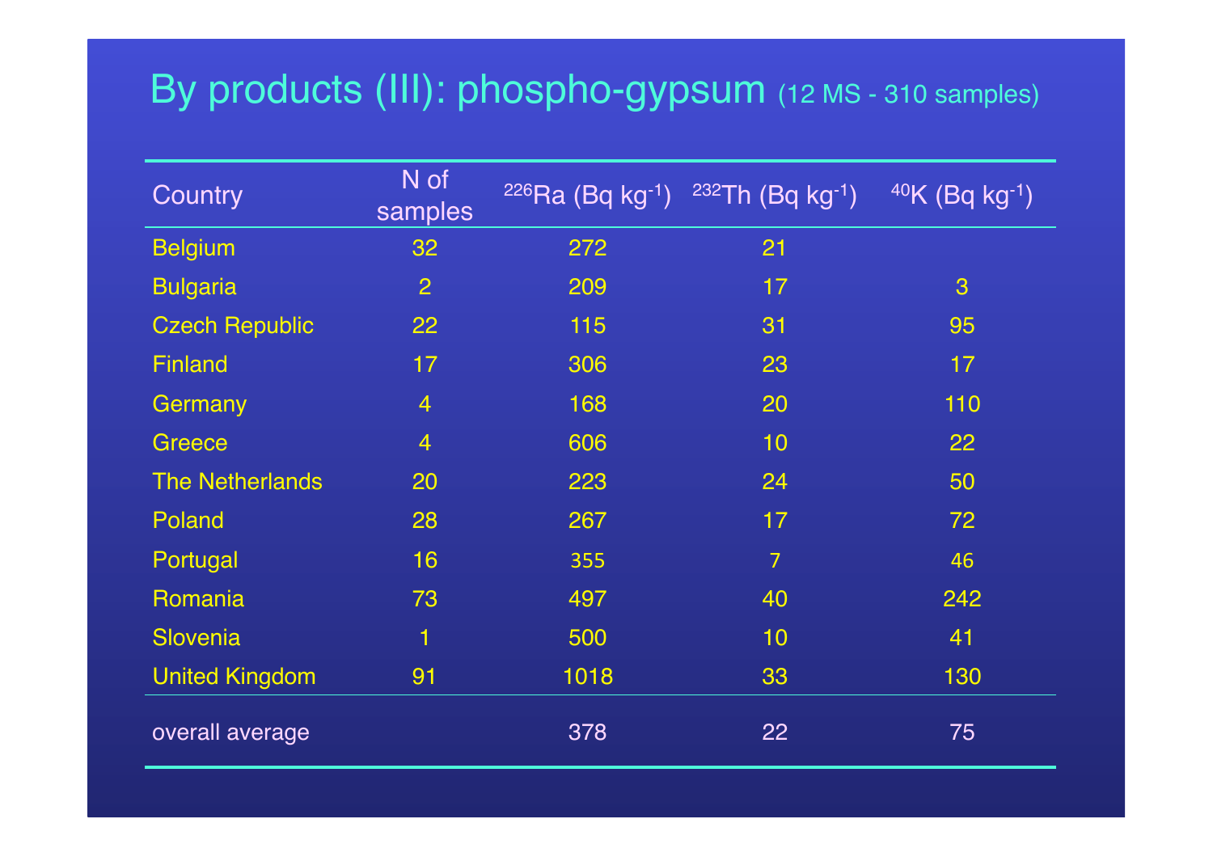# By products (III): phospho-gypsum (12 MS - 310 samples)

| Country | N of samples | $^{226}Ra$ (Bq kg$^{-1}$) | $^{232}Th$ (Bq kg$^{-1}$) | $^{40}K$ (Bq kg$^{-1}$) |
|---|---|---|---|---|
| Belgium | 32 | 272 | 21 | |
| Bulgaria | 2 | 209 | 17 | 3 |
| Czech Republic | 22 | 115 | 31 | 95 |
| Finland | 17 | 306 | 23 | 17 |
| Germany | 4 | 168 | 20 | 110 |
| Greece | 4 | 606 | 10 | 22 |
| The Netherlands | 20 | 223 | 24 | 50 |
| Poland | 28 | 267 | 17 | 72 |
| Portugal | 16 | 355 | 7 | 46 |
| Romania | 73 | 497 | 40 | 242 |
| Slovenia | 1 | 500 | 10 | 41 |
| United Kingdom | 91 | 1018 | 33 | 130 |
| overall average | | 378 | 22 | 75 |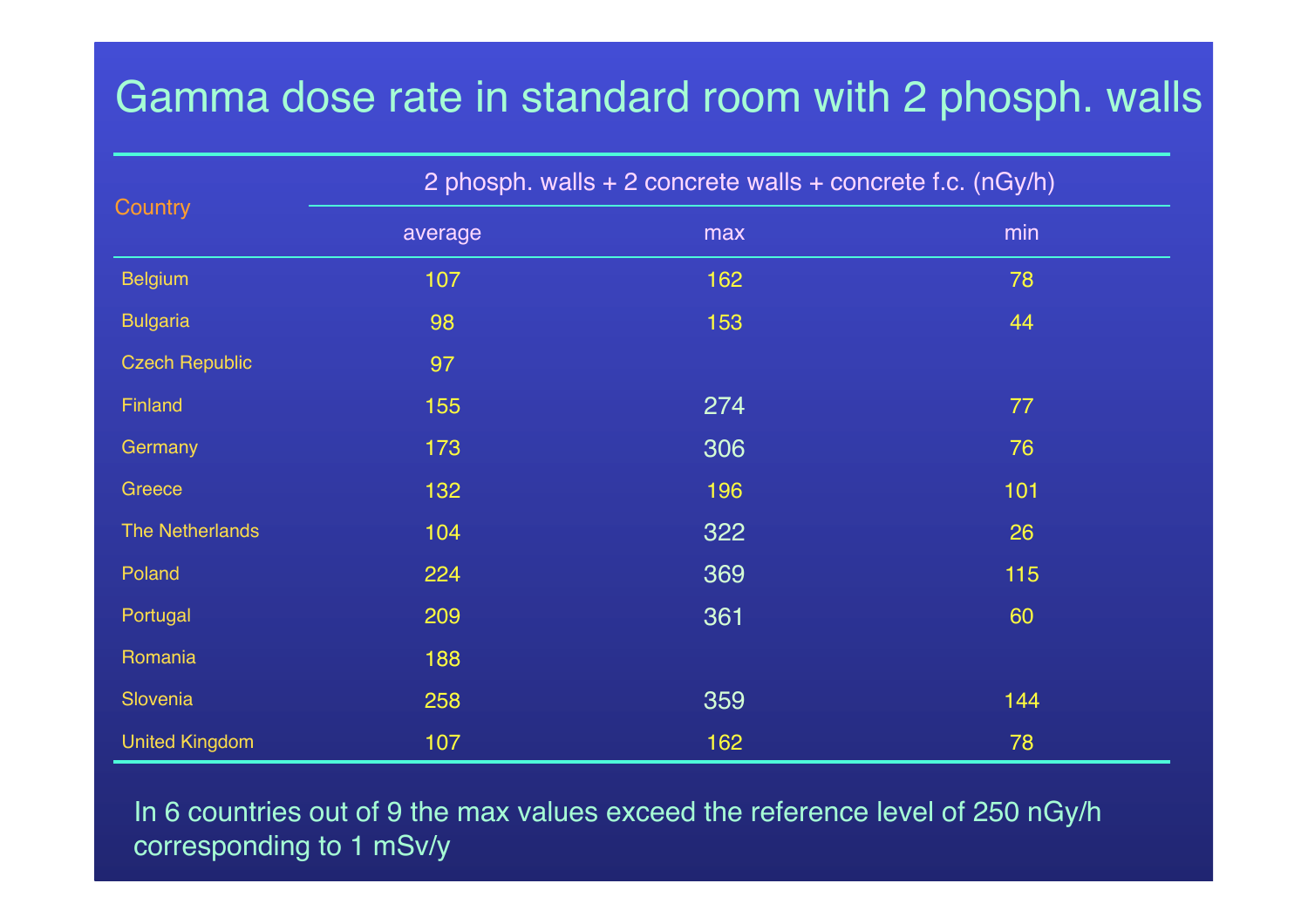# Gamma dose rate in standard room with 2 phosph. walls

| Country | 2 phosph. walls + 2 concrete walls + concrete f.c. (nGy/h) | | |
|---|---|---|---|
| | average | max | min |
| Belgium | 107 | 162 | 78 |
| Bulgaria | 98 | 153 | 44 |
| Czech Republic | 97 | | |
| Finland | 155 | 274 | 77 |
| Germany | 173 | 306 | 76 |
| Greece | 132 | 196 | 101 |
| The Netherlands | 104 | 322 | 26 |
| Poland | 224 | 369 | 115 |
| Portugal | 209 | 361 | 60 |
| Romania | 188 | | |
| Slovenia | 258 | 359 | 144 |
| United Kingdom | 107 | 162 | 78 |

In 6 countries out of 9 the max values exceed the reference level of 250 nGy/h corresponding to 1 mSv/y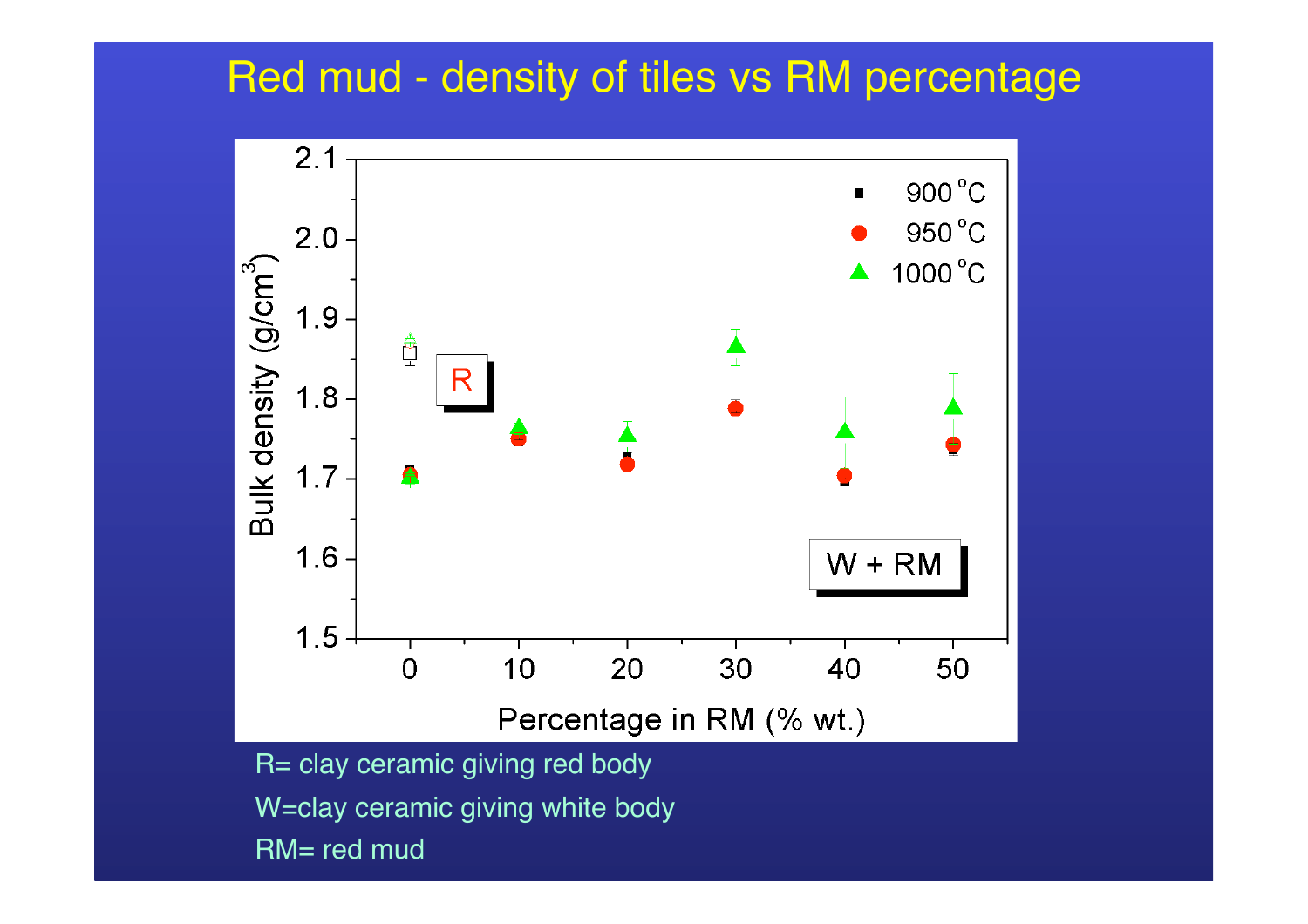# Red mud - density of tiles vs RM percentage

Bulk density (g/cm$^3$)

2.1
2.0
1.9
1.8
1.7
1.6
1.5

0
10
20
30
40
50

Percentage in RM (% wt.)

900 °C
950 °C
1000 °C

R

W + RM

R= clay ceramic giving red body

W=clay ceramic giving white body

RM= red mud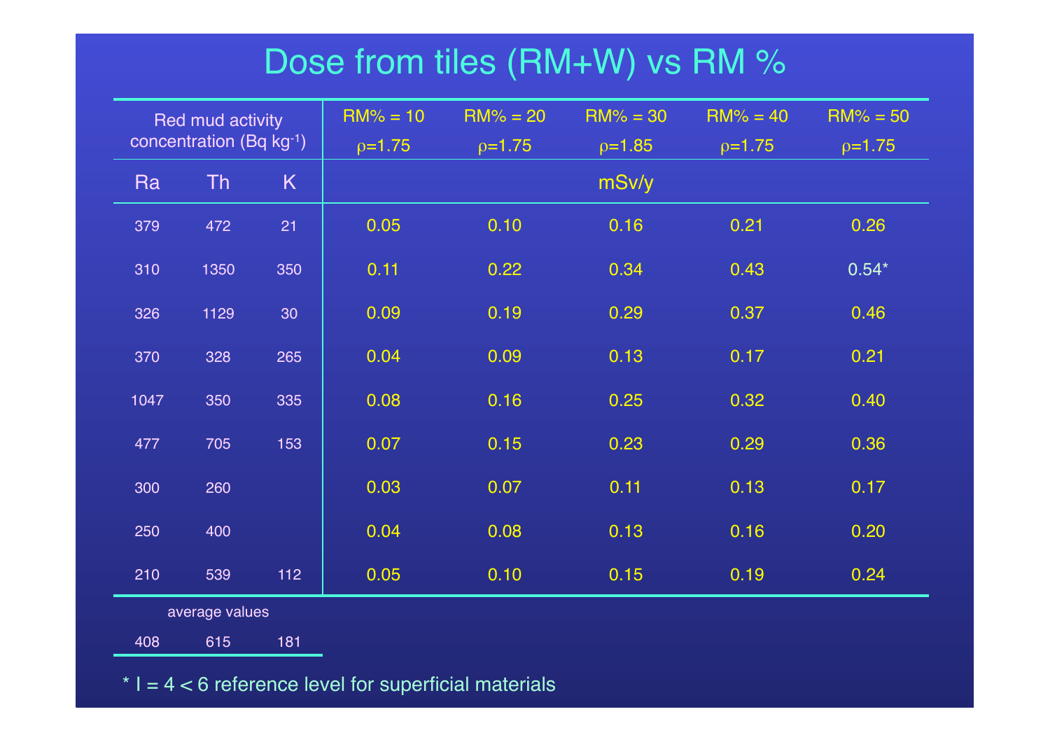# Dose from tiles (RM+W) vs RM %

| Red mud activity concentration (Bq $kg^{-1}$) | | | RM% = 10 ρ=1.75 | RM% = 20 ρ=1.75 | RM% = 30 ρ=1.85 | RM% = 40 ρ=1.75 | RM% = 50 ρ=1.75 |
|---|---|---|---|---|---|---|---|
| Ra | Th | K | mSv/y | | | | |
| 379 | 472 | 21 | 0.05 | 0.10 | 0.16 | 0.21 | 0.26 |
| 310 | 1350 | 350 | 0.11 | 0.22 | 0.34 | 0.43 | 0.54* |
| 326 | 1129 | 30 | 0.09 | 0.19 | 0.29 | 0.37 | 0.46 |
| 370 | 328 | 265 | 0.04 | 0.09 | 0.13 | 0.17 | 0.21 |
| 1047 | 350 | 335 | 0.08 | 0.16 | 0.25 | 0.32 | 0.40 |
| 477 | 705 | 153 | 0.07 | 0.15 | 0.23 | 0.29 | 0.36 |
| 300 | 260 | | 0.03 | 0.07 | 0.11 | 0.13 | 0.17 |
| 250 | 400 | | 0.04 | 0.08 | 0.13 | 0.16 | 0.20 |
| 210 | 539 | 112 | 0.05 | 0.10 | 0.15 | 0.19 | 0.24 |
| average values | | | | | | | |
| 408 | 615 | 181 | | | | | |

* I = 4 < 6 reference level for superficial materials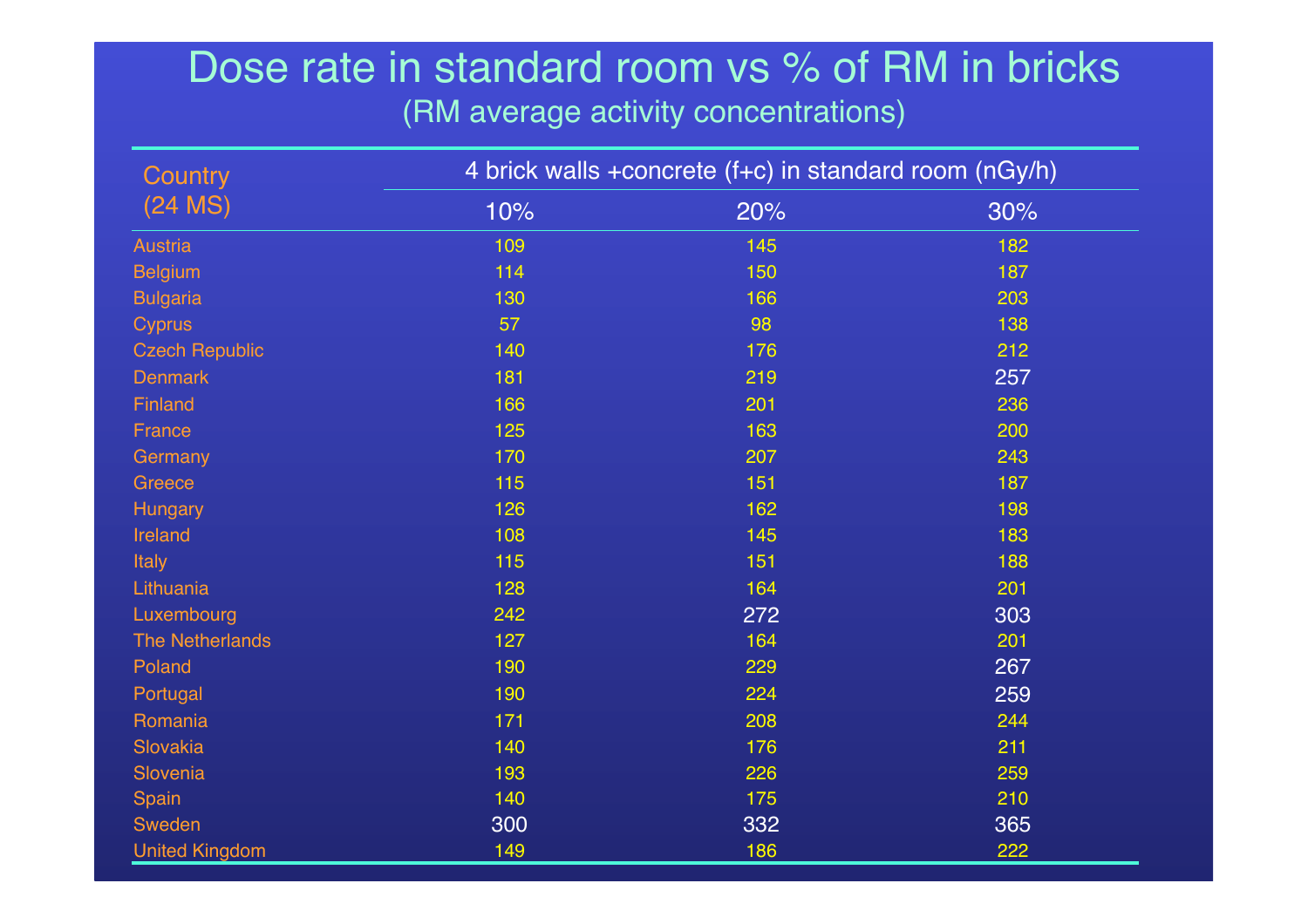# Dose rate in standard room vs % of RM in bricks

## (RM average activity concentrations)

| Country (24 MS) | 4 brick walls +concrete (f+c) in standard room (nGy/h) | | |
|---|---|---|---|
| | 10% | 20% | 30% |
| Austria | 109 | 145 | 182 |
| Belgium | 114 | 150 | 187 |
| Bulgaria | 130 | 166 | 203 |
| Cyprus | 57 | 98 | 138 |
| Czech Republic | 140 | 176 | 212 |
| Denmark | 181 | 219 | 257 |
| Finland | 166 | 201 | 236 |
| France | 125 | 163 | 200 |
| Germany | 170 | 207 | 243 |
| Greece | 115 | 151 | 187 |
| Hungary | 126 | 162 | 198 |
| Ireland | 108 | 145 | 183 |
| Italy | 115 | 151 | 188 |
| Lithuania | 128 | 164 | 201 |
| Luxembourg | 242 | 272 | 303 |
| The Netherlands | 127 | 164 | 201 |
| Poland | 190 | 229 | 267 |
| Portugal | 190 | 224 | 259 |
| Romania | 171 | 208 | 244 |
| Slovakia | 140 | 176 | 211 |
| Slovenia | 193 | 226 | 259 |
| Spain | 140 | 175 | 210 |
| Sweden | 300 | 332 | 365 |
| United Kingdom | 149 | 186 | 222 |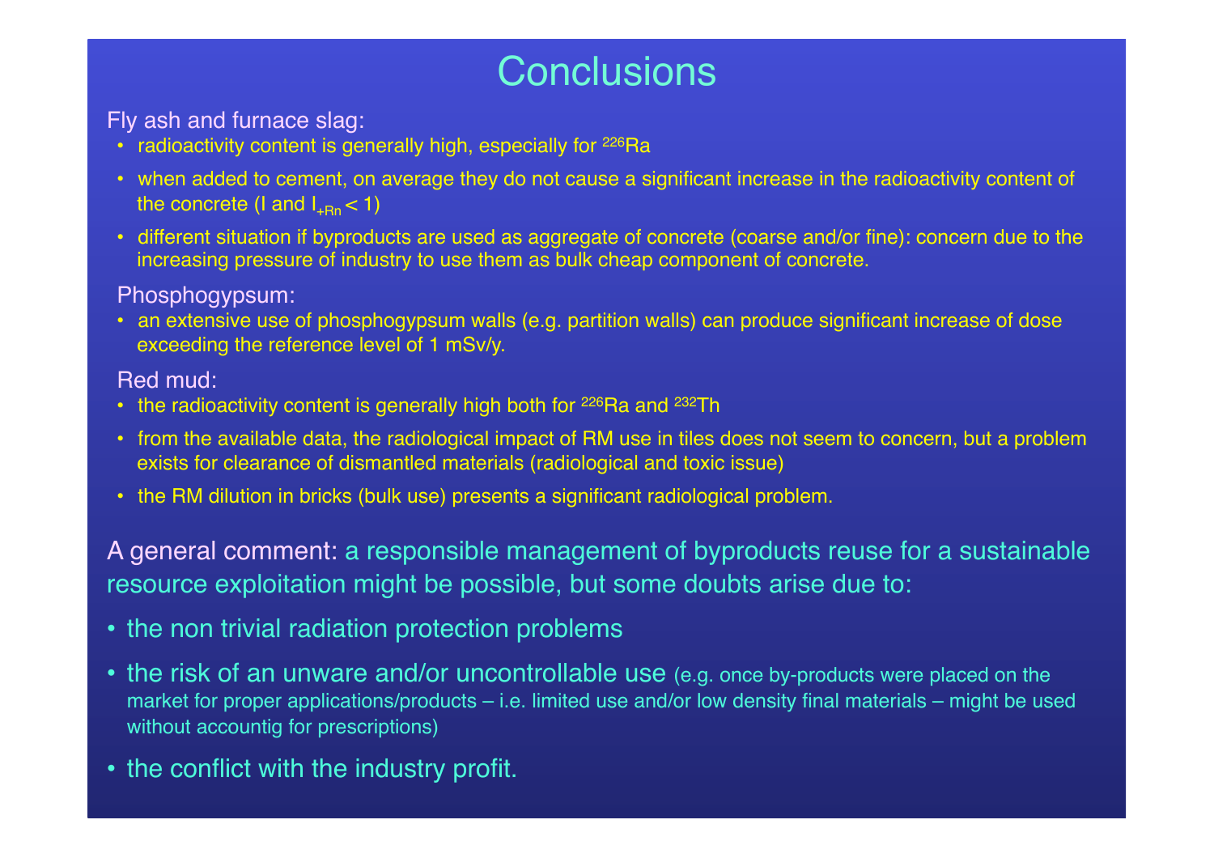# Conclusions

Fly ash and furnace slag:

- radioactivity content is generally high, especially for $^{226}Ra$
- when added to cement, on average they do not cause a significant increase in the radioactivity content of the concrete (I and $I_{+Rn} < 1$)
- different situation if byproducts are used as aggregate of concrete (coarse and/or fine): concern due to the increasing pressure of industry to use them as bulk cheap component of concrete.

Phosphogypsum:

- an extensive use of phosphogypsum walls (e.g. partition walls) can produce significant increase of dose exceeding the reference level of 1 mSv/y.

Red mud:

- the radioactivity content is generally high both for $^{226}Ra$ and $^{232}Th$
- from the available data, the radiological impact of RM use in tiles does not seem to concern, but a problem exists for clearance of dismantled materials (radiological and toxic issue)
- the RM dilution in bricks (bulk use) presents a significant radiological problem.

A general comment: a responsible management of byproducts reuse for a sustainable resource exploitation might be possible, but some doubts arise due to:

- the non trivial radiation protection problems
- the risk of an unware and/or uncontrollable use (e.g. once by-products were placed on the market for proper applications/products – i.e. limited use and/or low density final materials – might be used without accountig for prescriptions)
- the conflict with the industry profit.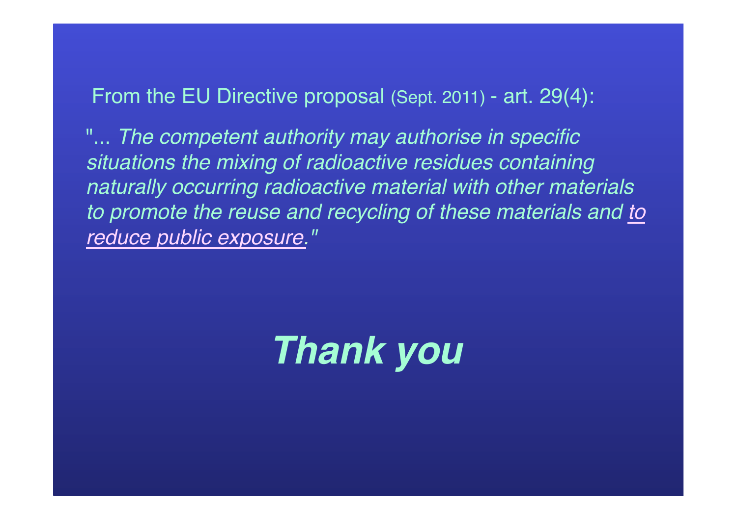From the EU Directive proposal (Sept. 2011) - art. 29(4):

"... *The competent authority may authorise in specific situations the mixing of radioactive residues containing naturally occurring radioactive material with other materials to promote the reuse and recycling of these materials and <u>to reduce public exposure</u>.*"

# ***Thank you***